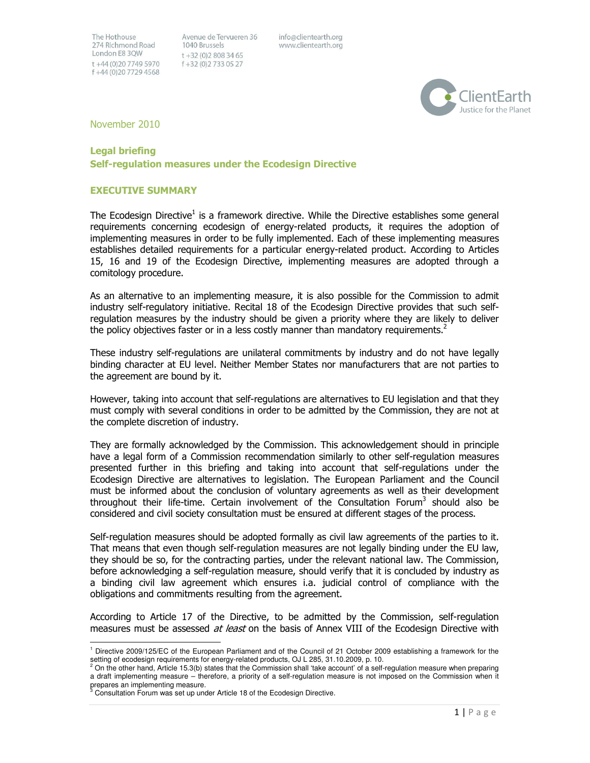The Hothouse
274 Richmond Road
London E8 3QW
t +44 (0)20 7749 5970
f +44 (0)20 7729 4568

Avenue de Tervueren 36
1040 Brussels
t +32 (0)2 808 34 65
f +32 (0)2 733 05 27

info@clientearth.org
www.clientearth.org

ClientEarth
Justice for the Planet

November 2010

## Legal briefing
## Self-regulation measures under the Ecodesign Directive

### EXECUTIVE SUMMARY

The Ecodesign Directive[1] is a framework directive. While the Directive establishes some general requirements concerning ecodesign of energy-related products, it requires the adoption of implementing measures in order to be fully implemented. Each of these implementing measures establishes detailed requirements for a particular energy-related product. According to Articles 15, 16 and 19 of the Ecodesign Directive, implementing measures are adopted through a comitology procedure.

As an alternative to an implementing measure, it is also possible for the Commission to admit industry self-regulatory initiative. Recital 18 of the Ecodesign Directive provides that such self-regulation measures by the industry should be given a priority where they are likely to deliver the policy objectives faster or in a less costly manner than mandatory requirements.[2]

These industry self-regulations are unilateral commitments by industry and do not have legally binding character at EU level. Neither Member States nor manufacturers that are not parties to the agreement are bound by it.

However, taking into account that self-regulations are alternatives to EU legislation and that they must comply with several conditions in order to be admitted by the Commission, they are not at the complete discretion of industry.

They are formally acknowledged by the Commission. This acknowledgement should in principle have a legal form of a Commission recommendation similarly to other self-regulation measures presented further in this briefing and taking into account that self-regulations under the Ecodesign Directive are alternatives to legislation. The European Parliament and the Council must be informed about the conclusion of voluntary agreements as well as their development throughout their life-time. Certain involvement of the Consultation Forum[3] should also be considered and civil society consultation must be ensured at different stages of the process.

Self-regulation measures should be adopted formally as civil law agreements of the parties to it. That means that even though self-regulation measures are not legally binding under the EU law, they should be so, for the contracting parties, under the relevant national law. The Commission, before acknowledging a self-regulation measure, should verify that it is concluded by industry as a binding civil law agreement which ensures i.a. judicial control of compliance with the obligations and commitments resulting from the agreement.

According to Article 17 of the Directive, to be admitted by the Commission, self-regulation measures must be assessed *at least* on the basis of Annex VIII of the Ecodesign Directive with

---

[1] Directive 2009/125/EC of the European Parliament and of the Council of 21 October 2009 establishing a framework for the setting of ecodesign requirements for energy-related products, OJ L 285, 31.10.2009, p. 10.

[2] On the other hand, Article 15.3(b) states that the Commission shall 'take account' of a self-regulation measure when preparing a draft implementing measure – therefore, a priority of a self-regulation measure is not imposed on the Commission when it prepares an implementing measure.

[3] Consultation Forum was set up under Article 18 of the Ecodesign Directive.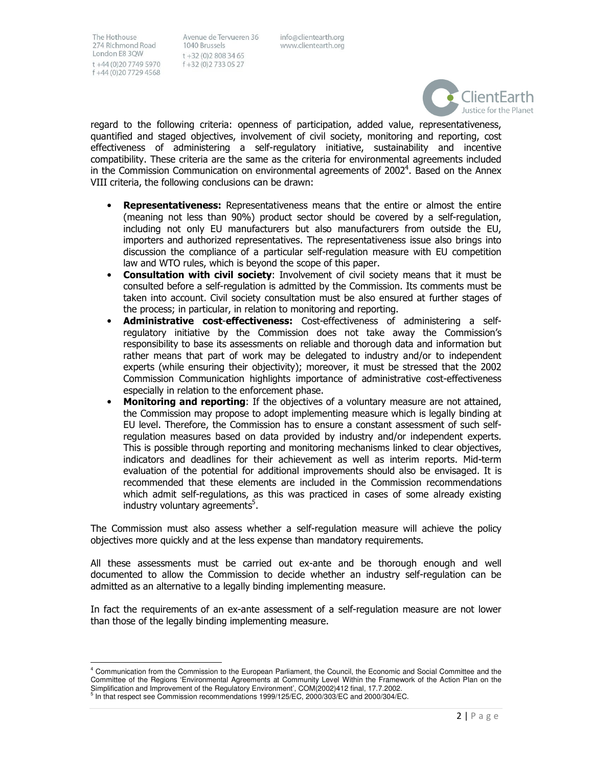regard to the following criteria: openness of participation, added value, representativeness, quantified and staged objectives, involvement of civil society, monitoring and reporting, cost effectiveness of administering a self-regulatory initiative, sustainability and incentive compatibility. These criteria are the same as the criteria for environmental agreements included in the Commission Communication on environmental agreements of 2002[4]. Based on the Annex VIII criteria, the following conclusions can be drawn:

- **Representativeness:** Representativeness means that the entire or almost the entire (meaning not less than 90%) product sector should be covered by a self-regulation, including not only EU manufacturers but also manufacturers from outside the EU, importers and authorized representatives. The representativeness issue also brings into discussion the compliance of a particular self-regulation measure with EU competition law and WTO rules, which is beyond the scope of this paper.
- **Consultation with civil society**: Involvement of civil society means that it must be consulted before a self-regulation is admitted by the Commission. Its comments must be taken into account. Civil society consultation must be also ensured at further stages of the process; in particular, in relation to monitoring and reporting.
- **Administrative cost-effectiveness:** Cost-effectiveness of administering a self-regulatory initiative by the Commission does not take away the Commission's responsibility to base its assessments on reliable and thorough data and information but rather means that part of work may be delegated to industry and/or to independent experts (while ensuring their objectivity); moreover, it must be stressed that the 2002 Commission Communication highlights importance of administrative cost-effectiveness especially in relation to the enforcement phase.
- **Monitoring and reporting**: If the objectives of a voluntary measure are not attained, the Commission may propose to adopt implementing measure which is legally binding at EU level. Therefore, the Commission has to ensure a constant assessment of such self-regulation measures based on data provided by industry and/or independent experts. This is possible through reporting and monitoring mechanisms linked to clear objectives, indicators and deadlines for their achievement as well as interim reports. Mid-term evaluation of the potential for additional improvements should also be envisaged. It is recommended that these elements are included in the Commission recommendations which admit self-regulations, as this was practiced in cases of some already existing industry voluntary agreements[5].

The Commission must also assess whether a self-regulation measure will achieve the policy objectives more quickly and at the less expense than mandatory requirements.

All these assessments must be carried out ex-ante and be thorough enough and well documented to allow the Commission to decide whether an industry self-regulation can be admitted as an alternative to a legally binding implementing measure.

In fact the requirements of an ex-ante assessment of a self-regulation measure are not lower than those of the legally binding implementing measure.

---

[4] Communication from the Commission to the European Parliament, the Council, the Economic and Social Committee and the Committee of the Regions 'Environmental Agreements at Community Level Within the Framework of the Action Plan on the Simplification and Improvement of the Regulatory Environment', COM(2002)412 final, 17.7.2002.

[5] In that respect see Commission recommendations 1999/125/EC, 2000/303/EC and 2000/304/EC.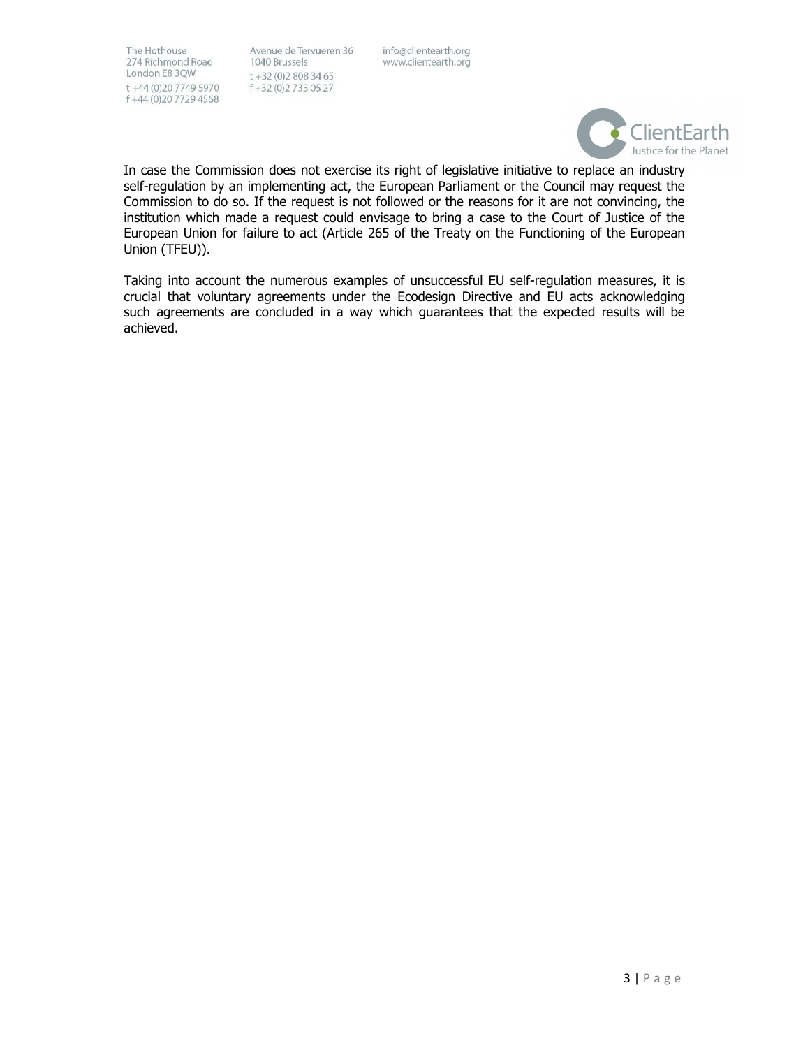In case the Commission does not exercise its right of legislative initiative to replace an industry self-regulation by an implementing act, the European Parliament or the Council may request the Commission to do so. If the request is not followed or the reasons for it are not convincing, the institution which made a request could envisage to bring a case to the Court of Justice of the European Union for failure to act (Article 265 of the Treaty on the Functioning of the European Union (TFEU)).

Taking into account the numerous examples of unsuccessful EU self-regulation measures, it is crucial that voluntary agreements under the Ecodesign Directive and EU acts acknowledging such agreements are concluded in a way which guarantees that the expected results will be achieved.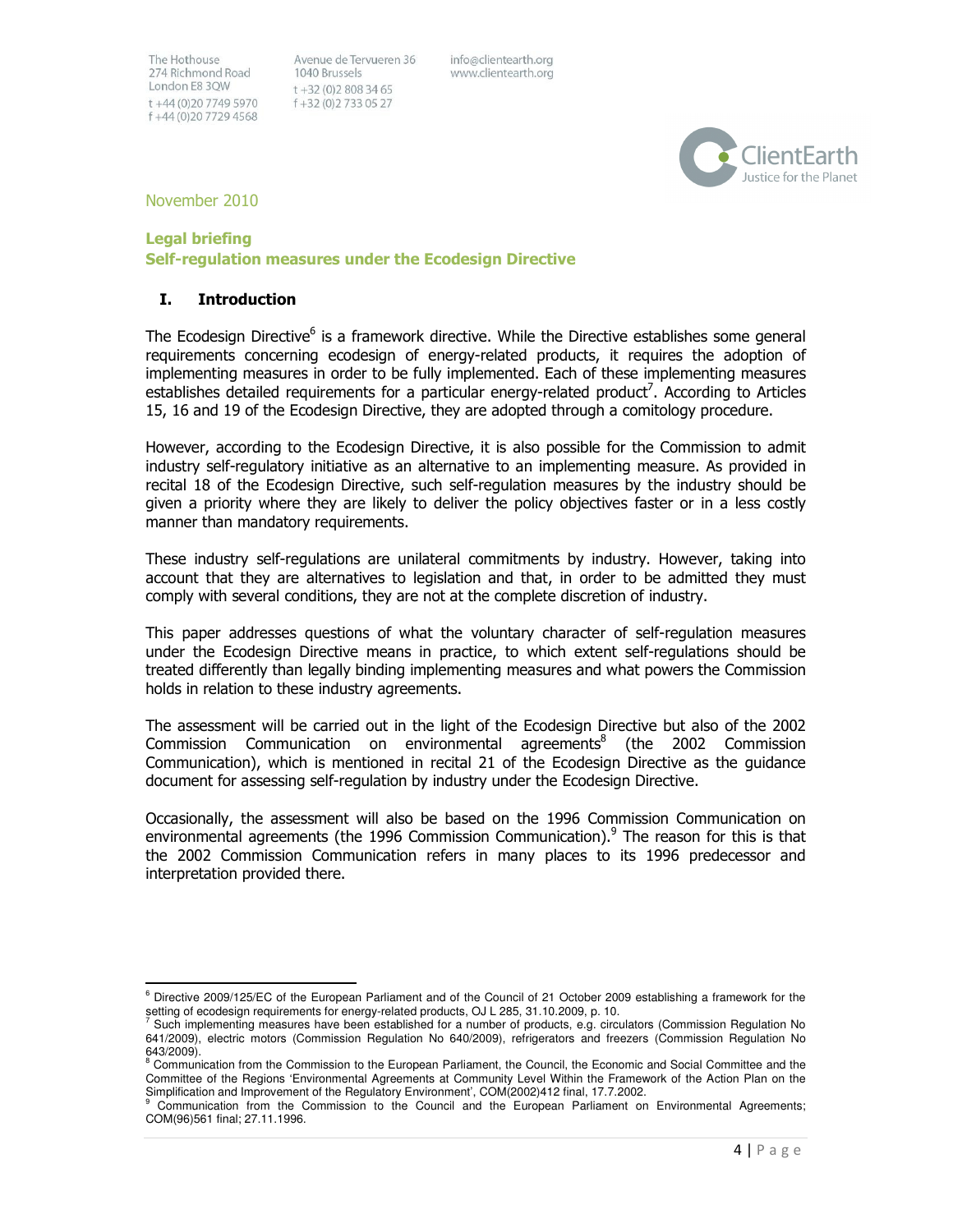The Hothouse
274 Richmond Road
London E8 3QW
t +44 (0)20 7749 5970
f +44 (0)20 7729 4568

Avenue de Tervueren 36
1040 Brussels
t +32 (0)2 808 34 65
f +32 (0)2 733 05 27

info@clientearth.org
www.clientearth.org

ClientEarth
Justice for the Planet

November 2010

**Legal briefing**
**Self-regulation measures under the Ecodesign Directive**

## I. Introduction

The Ecodesign Directive[6] is a framework directive. While the Directive establishes some general requirements concerning ecodesign of energy-related products, it requires the adoption of implementing measures in order to be fully implemented. Each of these implementing measures establishes detailed requirements for a particular energy-related product[7]. According to Articles 15, 16 and 19 of the Ecodesign Directive, they are adopted through a comitology procedure.

However, according to the Ecodesign Directive, it is also possible for the Commission to admit industry self-regulatory initiative as an alternative to an implementing measure. As provided in recital 18 of the Ecodesign Directive, such self-regulation measures by the industry should be given a priority where they are likely to deliver the policy objectives faster or in a less costly manner than mandatory requirements.

These industry self-regulations are unilateral commitments by industry. However, taking into account that they are alternatives to legislation and that, in order to be admitted they must comply with several conditions, they are not at the complete discretion of industry.

This paper addresses questions of what the voluntary character of self-regulation measures under the Ecodesign Directive means in practice, to which extent self-regulations should be treated differently than legally binding implementing measures and what powers the Commission holds in relation to these industry agreements.

The assessment will be carried out in the light of the Ecodesign Directive but also of the 2002 Commission Communication on environmental agreements[8] (the 2002 Commission Communication), which is mentioned in recital 21 of the Ecodesign Directive as the guidance document for assessing self-regulation by industry under the Ecodesign Directive.

Occasionally, the assessment will also be based on the 1996 Commission Communication on environmental agreements (the 1996 Commission Communication).[9] The reason for this is that the 2002 Commission Communication refers in many places to its 1996 predecessor and interpretation provided there.

---

[6] Directive 2009/125/EC of the European Parliament and of the Council of 21 October 2009 establishing a framework for the setting of ecodesign requirements for energy-related products, OJ L 285, 31.10.2009, p. 10.

[7] Such implementing measures have been established for a number of products, e.g. circulators (Commission Regulation No 641/2009), electric motors (Commission Regulation No 640/2009), refrigerators and freezers (Commission Regulation No 643/2009).

[8] Communication from the Commission to the European Parliament, the Council, the Economic and Social Committee and the Committee of the Regions 'Environmental Agreements at Community Level Within the Framework of the Action Plan on the Simplification and Improvement of the Regulatory Environment', COM(2002)412 final, 17.7.2002.

[9] Communication from the Commission to the Council and the European Parliament on Environmental Agreements; COM(96)561 final; 27.11.1996.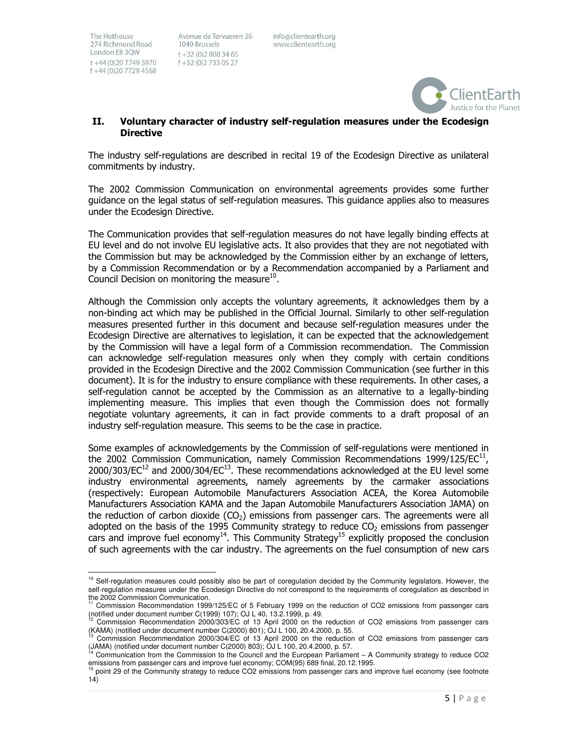## II. Voluntary character of industry self-regulation measures under the Ecodesign Directive

The industry self-regulations are described in recital 19 of the Ecodesign Directive as unilateral commitments by industry.

The 2002 Commission Communication on environmental agreements provides some further guidance on the legal status of self-regulation measures. This guidance applies also to measures under the Ecodesign Directive.

The Communication provides that self-regulation measures do not have legally binding effects at EU level and do not involve EU legislative acts. It also provides that they are not negotiated with the Commission but may be acknowledged by the Commission either by an exchange of letters, by a Commission Recommendation or by a Recommendation accompanied by a Parliament and Council Decision on monitoring the measure[10].

Although the Commission only accepts the voluntary agreements, it acknowledges them by a non-binding act which may be published in the Official Journal. Similarly to other self-regulation measures presented further in this document and because self-regulation measures under the Ecodesign Directive are alternatives to legislation, it can be expected that the acknowledgement by the Commission will have a legal form of a Commission recommendation. The Commission can acknowledge self-regulation measures only when they comply with certain conditions provided in the Ecodesign Directive and the 2002 Commission Communication (see further in this document). It is for the industry to ensure compliance with these requirements. In other cases, a self-regulation cannot be accepted by the Commission as an alternative to a legally-binding implementing measure. This implies that even though the Commission does not formally negotiate voluntary agreements, it can in fact provide comments to a draft proposal of an industry self-regulation measure. This seems to be the case in practice.

Some examples of acknowledgements by the Commission of self-regulations were mentioned in the 2002 Commission Communication, namely Commission Recommendations 1999/125/EC[11], 2000/303/EC[12] and 2000/304/EC[13]. These recommendations acknowledged at the EU level some industry environmental agreements, namely agreements by the carmaker associations (respectively: European Automobile Manufacturers Association ACEA, the Korea Automobile Manufacturers Association KAMA and the Japan Automobile Manufacturers Association JAMA) on the reduction of carbon dioxide ($CO_2$) emissions from passenger cars. The agreements were all adopted on the basis of the 1995 Community strategy to reduce $CO_2$ emissions from passenger cars and improve fuel economy[14]. This Community Strategy[15] explicitly proposed the conclusion of such agreements with the car industry. The agreements on the fuel consumption of new cars

---

[10] Self-regulation measures could possibly also be part of coregulation decided by the Community legislators. However, the self-regulation measures under the Ecodesign Directive do not correspond to the requirements of coregulation as described in the 2002 Commission Communication.

[11] Commission Recommendation 1999/125/EC of 5 February 1999 on the reduction of CO2 emissions from passenger cars (notified under document number C(1999) 107); OJ L 40, 13.2.1999, p. 49.

[12] Commission Recommendation 2000/303/EC of 13 April 2000 on the reduction of CO2 emissions from passenger cars (KAMA) (notified under document number C(2000) 801); OJ L 100, 20.4.2000, p. 55.

[13] Commission Recommendation 2000/304/EC of 13 April 2000 on the reduction of CO2 emissions from passenger cars (JAMA) (notified under document number C(2000) 803); OJ L 100, 20.4.2000, p. 57.

[14] Communication from the Commission to the Council and the European Parliament – A Community strategy to reduce CO2 emissions from passenger cars and improve fuel economy; COM(95) 689 final, 20.12.1995.

[15] point 29 of the Community strategy to reduce CO2 emissions from passenger cars and improve fuel economy (see footnote 14)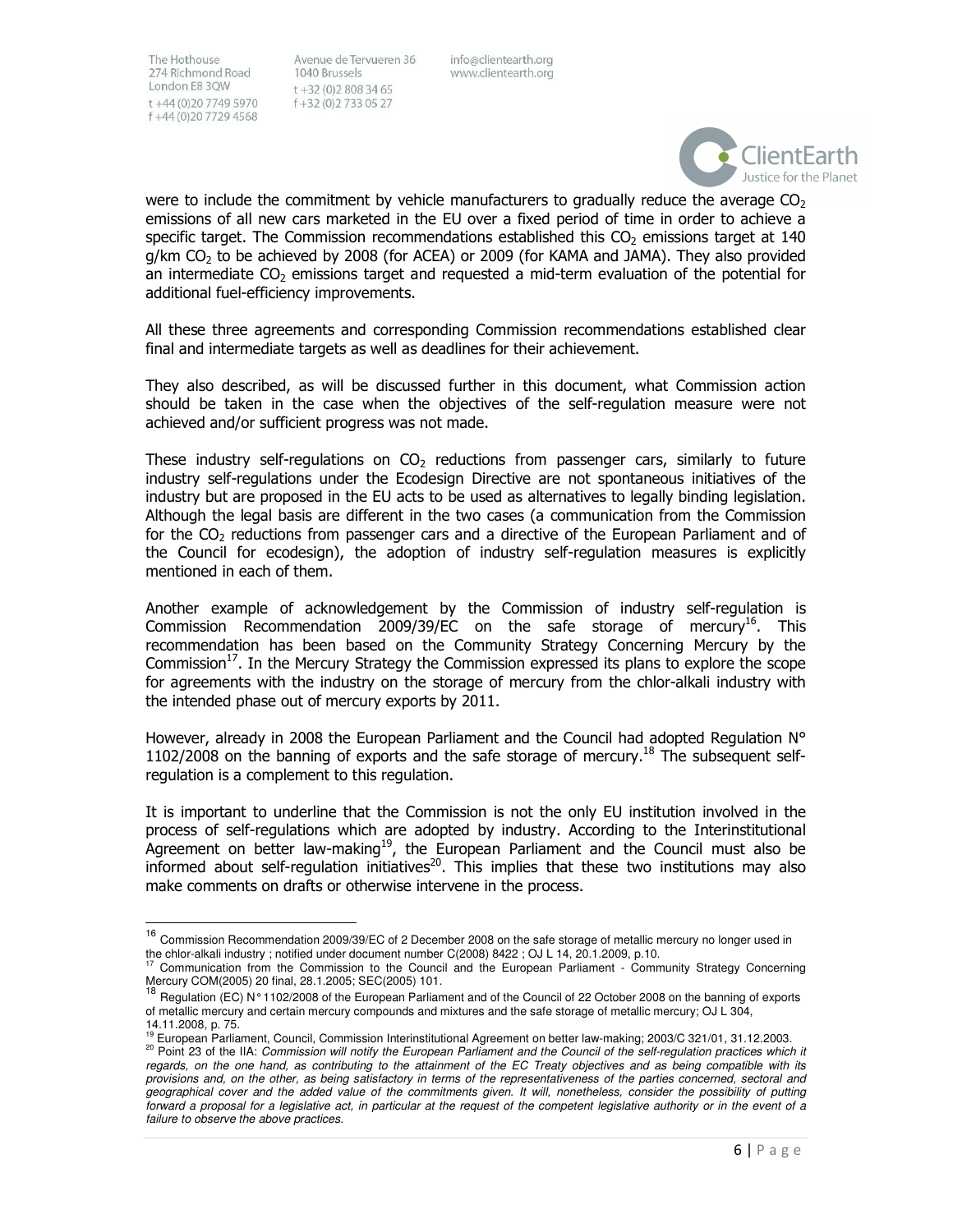were to include the commitment by vehicle manufacturers to gradually reduce the average $CO_2$ emissions of all new cars marketed in the EU over a fixed period of time in order to achieve a specific target. The Commission recommendations established this $CO_2$ emissions target at 140 g/km $CO_2$ to be achieved by 2008 (for ACEA) or 2009 (for KAMA and JAMA). They also provided an intermediate $CO_2$ emissions target and requested a mid-term evaluation of the potential for additional fuel-efficiency improvements.

All these three agreements and corresponding Commission recommendations established clear final and intermediate targets as well as deadlines for their achievement.

They also described, as will be discussed further in this document, what Commission action should be taken in the case when the objectives of the self-regulation measure were not achieved and/or sufficient progress was not made.

These industry self-regulations on $CO_2$ reductions from passenger cars, similarly to future industry self-regulations under the Ecodesign Directive are not spontaneous initiatives of the industry but are proposed in the EU acts to be used as alternatives to legally binding legislation. Although the legal basis are different in the two cases (a communication from the Commission for the $CO_2$ reductions from passenger cars and a directive of the European Parliament and of the Council for ecodesign), the adoption of industry self-regulation measures is explicitly mentioned in each of them.

Another example of acknowledgement by the Commission of industry self-regulation is Commission Recommendation 2009/39/EC on the safe storage of mercury[16]. This recommendation has been based on the Community Strategy Concerning Mercury by the Commission[17]. In the Mercury Strategy the Commission expressed its plans to explore the scope for agreements with the industry on the storage of mercury from the chlor-alkali industry with the intended phase out of mercury exports by 2011.

However, already in 2008 the European Parliament and the Council had adopted Regulation N° 1102/2008 on the banning of exports and the safe storage of mercury.[18] The subsequent self-regulation is a complement to this regulation.

It is important to underline that the Commission is not the only EU institution involved in the process of self-regulations which are adopted by industry. According to the Interinstitutional Agreement on better law-making[19], the European Parliament and the Council must also be informed about self-regulation initiatives[20]. This implies that these two institutions may also make comments on drafts or otherwise intervene in the process.

---

[16] Commission Recommendation 2009/39/EC of 2 December 2008 on the safe storage of metallic mercury no longer used in the chlor-alkali industry ; notified under document number C(2008) 8422 ; OJ L 14, 20.1.2009, p.10.

[17] Communication from the Commission to the Council and the European Parliament - Community Strategy Concerning Mercury COM(2005) 20 final, 28.1.2005; SEC(2005) 101.

[18] Regulation (EC) N° 1102/2008 of the European Parliament and of the Council of 22 October 2008 on the banning of exports of metallic mercury and certain mercury compounds and mixtures and the safe storage of metallic mercury; OJ L 304, 14.11.2008, p. 75.

[19] European Parliament, Council, Commission Interinstitutional Agreement on better law-making; 2003/C 321/01, 31.12.2003.

[20] Point 23 of the IIA: *Commission will notify the European Parliament and the Council of the self-regulation practices which it regards, on the one hand, as contributing to the attainment of the EC Treaty objectives and as being compatible with its provisions and, on the other, as being satisfactory in terms of the representativeness of the parties concerned, sectoral and geographical cover and the added value of the commitments given. It will, nonetheless, consider the possibility of putting forward a proposal for a legislative act, in particular at the request of the competent legislative authority or in the event of a failure to observe the above practices.*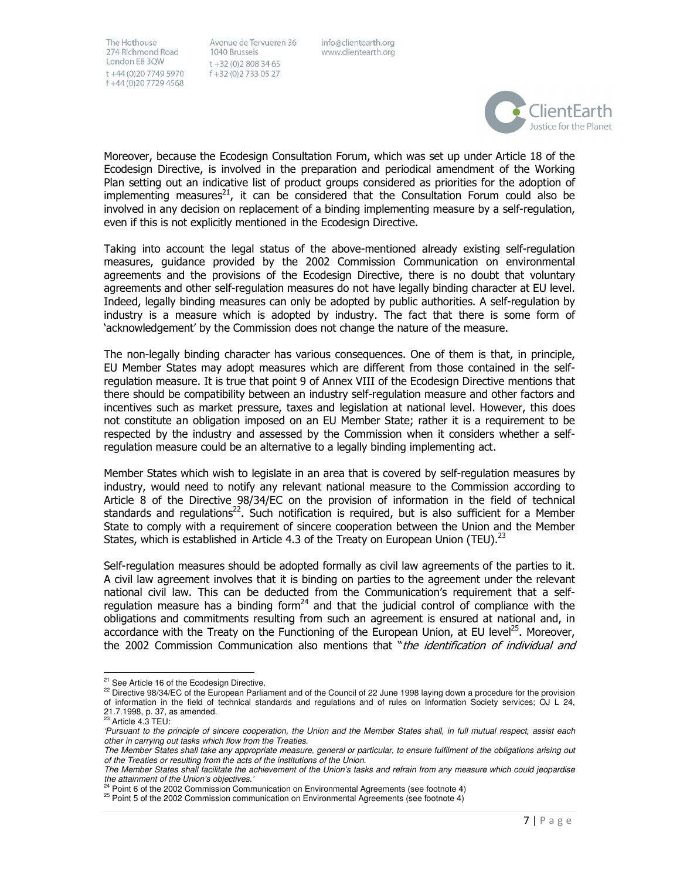Moreover, because the Ecodesign Consultation Forum, which was set up under Article 18 of the Ecodesign Directive, is involved in the preparation and periodical amendment of the Working Plan setting out an indicative list of product groups considered as priorities for the adoption of implementing measures[21], it can be considered that the Consultation Forum could also be involved in any decision on replacement of a binding implementing measure by a self-regulation, even if this is not explicitly mentioned in the Ecodesign Directive.

Taking into account the legal status of the above-mentioned already existing self-regulation measures, guidance provided by the 2002 Commission Communication on environmental agreements and the provisions of the Ecodesign Directive, there is no doubt that voluntary agreements and other self-regulation measures do not have legally binding character at EU level. Indeed, legally binding measures can only be adopted by public authorities. A self-regulation by industry is a measure which is adopted by industry. The fact that there is some form of 'acknowledgement' by the Commission does not change the nature of the measure.

The non-legally binding character has various consequences. One of them is that, in principle, EU Member States may adopt measures which are different from those contained in the self-regulation measure. It is true that point 9 of Annex VIII of the Ecodesign Directive mentions that there should be compatibility between an industry self-regulation measure and other factors and incentives such as market pressure, taxes and legislation at national level. However, this does not constitute an obligation imposed on an EU Member State; rather it is a requirement to be respected by the industry and assessed by the Commission when it considers whether a self-regulation measure could be an alternative to a legally binding implementing act.

Member States which wish to legislate in an area that is covered by self-regulation measures by industry, would need to notify any relevant national measure to the Commission according to Article 8 of the Directive 98/34/EC on the provision of information in the field of technical standards and regulations[22]. Such notification is required, but is also sufficient for a Member State to comply with a requirement of sincere cooperation between the Union and the Member States, which is established in Article 4.3 of the Treaty on European Union (TEU).[23]

Self-regulation measures should be adopted formally as civil law agreements of the parties to it. A civil law agreement involves that it is binding on parties to the agreement under the relevant national civil law. This can be deducted from the Communication's requirement that a self-regulation measure has a binding form[24] and that the judicial control of compliance with the obligations and commitments resulting from such an agreement is ensured at national and, in accordance with the Treaty on the Functioning of the European Union, at EU level[25]. Moreover, the 2002 Commission Communication also mentions that "*the identification of individual and*

---

[21] See Article 16 of the Ecodesign Directive.

[22] Directive 98/34/EC of the European Parliament and of the Council of 22 June 1998 laying down a procedure for the provision of information in the field of technical standards and regulations and of rules on Information Society services; OJ L 24, 21.7.1998, p. 37, as amended.

[23] Article 4.3 TEU:
*'Pursuant to the principle of sincere cooperation, the Union and the Member States shall, in full mutual respect, assist each other in carrying out tasks which flow from the Treaties.*
*The Member States shall take any appropriate measure, general or particular, to ensure fulfilment of the obligations arising out of the Treaties or resulting from the acts of the institutions of the Union.*
*The Member States shall facilitate the achievement of the Union's tasks and refrain from any measure which could jeopardise the attainment of the Union's objectives.'*

[24] Point 6 of the 2002 Commission Communication on Environmental Agreements (see footnote 4)

[25] Point 5 of the 2002 Commission communication on Environmental Agreements (see footnote 4)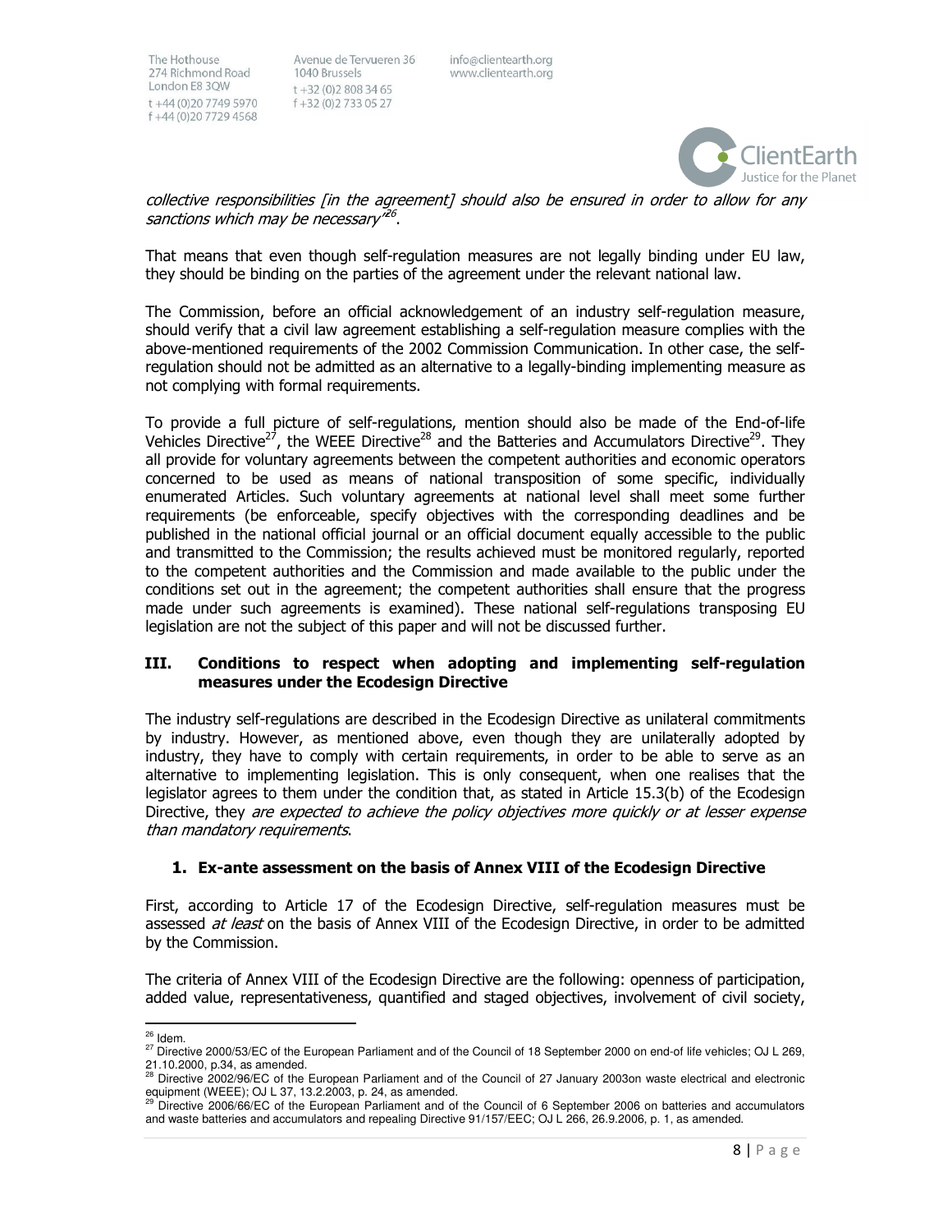*collective responsibilities [in the agreement] should also be ensured in order to allow for any sanctions which may be necessary"*[26].

That means that even though self-regulation measures are not legally binding under EU law, they should be binding on the parties of the agreement under the relevant national law.

The Commission, before an official acknowledgement of an industry self-regulation measure, should verify that a civil law agreement establishing a self-regulation measure complies with the above-mentioned requirements of the 2002 Commission Communication. In other case, the self-regulation should not be admitted as an alternative to a legally-binding implementing measure as not complying with formal requirements.

To provide a full picture of self-regulations, mention should also be made of the End-of-life Vehicles Directive[27], the WEEE Directive[28] and the Batteries and Accumulators Directive[29]. They all provide for voluntary agreements between the competent authorities and economic operators concerned to be used as means of national transposition of some specific, individually enumerated Articles. Such voluntary agreements at national level shall meet some further requirements (be enforceable, specify objectives with the corresponding deadlines and be published in the national official journal or an official document equally accessible to the public and transmitted to the Commission; the results achieved must be monitored regularly, reported to the competent authorities and the Commission and made available to the public under the conditions set out in the agreement; the competent authorities shall ensure that the progress made under such agreements is examined). These national self-regulations transposing EU legislation are not the subject of this paper and will not be discussed further.

## III. Conditions to respect when adopting and implementing self-regulation measures under the Ecodesign Directive

The industry self-regulations are described in the Ecodesign Directive as unilateral commitments by industry. However, as mentioned above, even though they are unilaterally adopted by industry, they have to comply with certain requirements, in order to be able to serve as an alternative to implementing legislation. This is only consequent, when one realises that the legislator agrees to them under the condition that, as stated in Article 15.3(b) of the Ecodesign Directive, they *are expected to achieve the policy objectives more quickly or at lesser expense than mandatory requirements*.

### 1. Ex-ante assessment on the basis of Annex VIII of the Ecodesign Directive

First, according to Article 17 of the Ecodesign Directive, self-regulation measures must be assessed *at least* on the basis of Annex VIII of the Ecodesign Directive, in order to be admitted by the Commission.

The criteria of Annex VIII of the Ecodesign Directive are the following: openness of participation, added value, representativeness, quantified and staged objectives, involvement of civil society,

---

[26] Idem.

[27] Directive 2000/53/EC of the European Parliament and of the Council of 18 September 2000 on end-of life vehicles; OJ L 269, 21.10.2000, p.34, as amended.

[28] Directive 2002/96/EC of the European Parliament and of the Council of 27 January 2003on waste electrical and electronic equipment (WEEE); OJ L 37, 13.2.2003, p. 24, as amended.

[29] Directive 2006/66/EC of the European Parliament and of the Council of 6 September 2006 on batteries and accumulators and waste batteries and accumulators and repealing Directive 91/157/EEC; OJ L 266, 26.9.2006, p. 1, as amended.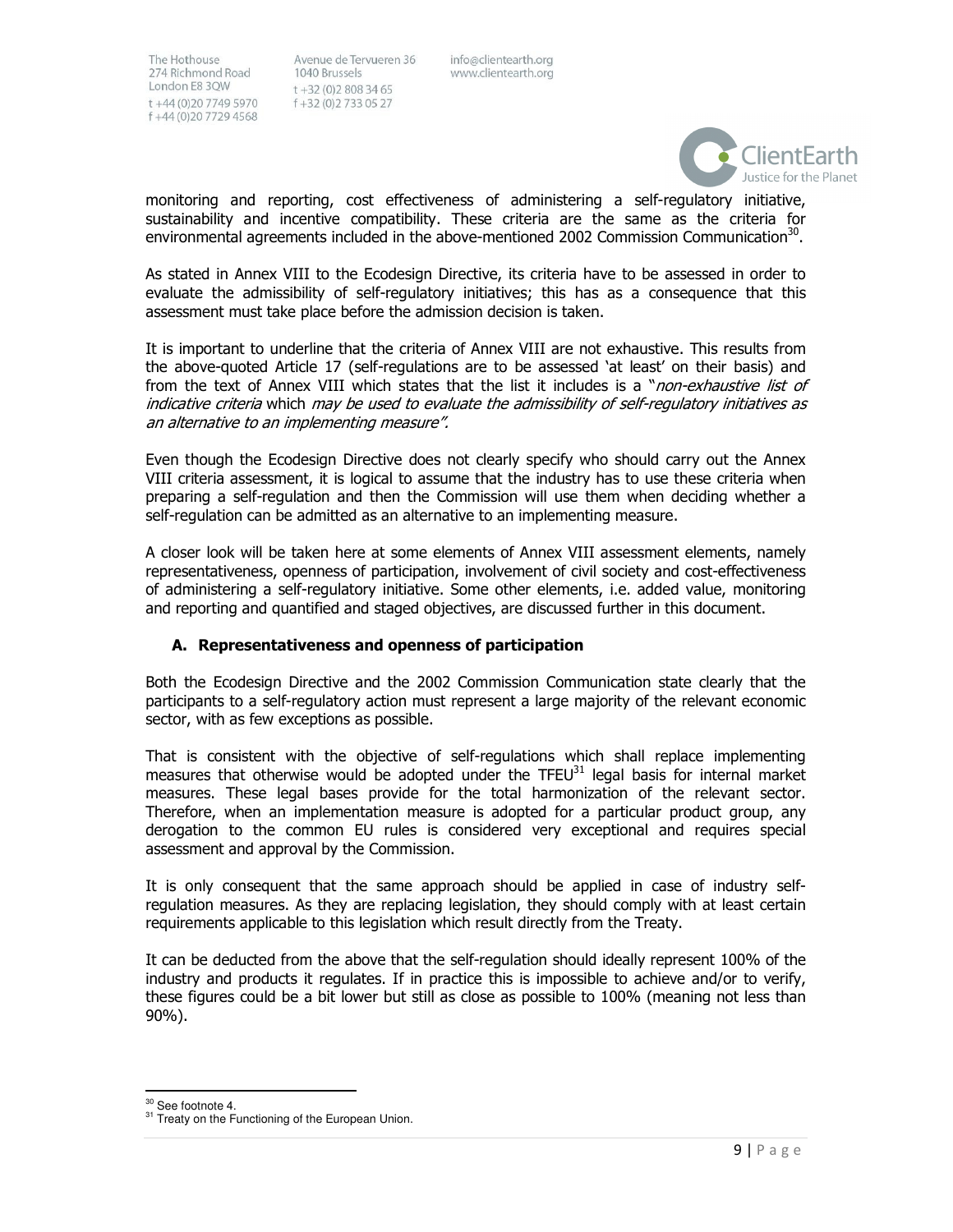monitoring and reporting, cost effectiveness of administering a self-regulatory initiative, sustainability and incentive compatibility. These criteria are the same as the criteria for environmental agreements included in the above-mentioned 2002 Commission Communication[30].

As stated in Annex VIII to the Ecodesign Directive, its criteria have to be assessed in order to evaluate the admissibility of self-regulatory initiatives; this has as a consequence that this assessment must take place before the admission decision is taken.

It is important to underline that the criteria of Annex VIII are not exhaustive. This results from the above-quoted Article 17 (self-regulations are to be assessed 'at least' on their basis) and from the text of Annex VIII which states that the list it includes is a "*non-exhaustive list of indicative criteria* which *may be used to evaluate the admissibility of self-regulatory initiatives as an alternative to an implementing measure".*

Even though the Ecodesign Directive does not clearly specify who should carry out the Annex VIII criteria assessment, it is logical to assume that the industry has to use these criteria when preparing a self-regulation and then the Commission will use them when deciding whether a self-regulation can be admitted as an alternative to an implementing measure.

A closer look will be taken here at some elements of Annex VIII assessment elements, namely representativeness, openness of participation, involvement of civil society and cost-effectiveness of administering a self-regulatory initiative. Some other elements, i.e. added value, monitoring and reporting and quantified and staged objectives, are discussed further in this document.

### A. Representativeness and openness of participation

Both the Ecodesign Directive and the 2002 Commission Communication state clearly that the participants to a self-regulatory action must represent a large majority of the relevant economic sector, with as few exceptions as possible.

That is consistent with the objective of self-regulations which shall replace implementing measures that otherwise would be adopted under the TFEU[31] legal basis for internal market measures. These legal bases provide for the total harmonization of the relevant sector. Therefore, when an implementation measure is adopted for a particular product group, any derogation to the common EU rules is considered very exceptional and requires special assessment and approval by the Commission.

It is only consequent that the same approach should be applied in case of industry self-regulation measures. As they are replacing legislation, they should comply with at least certain requirements applicable to this legislation which result directly from the Treaty.

It can be deducted from the above that the self-regulation should ideally represent 100% of the industry and products it regulates. If in practice this is impossible to achieve and/or to verify, these figures could be a bit lower but still as close as possible to 100% (meaning not less than 90%).

---

[30] See footnote 4.

[31] Treaty on the Functioning of the European Union.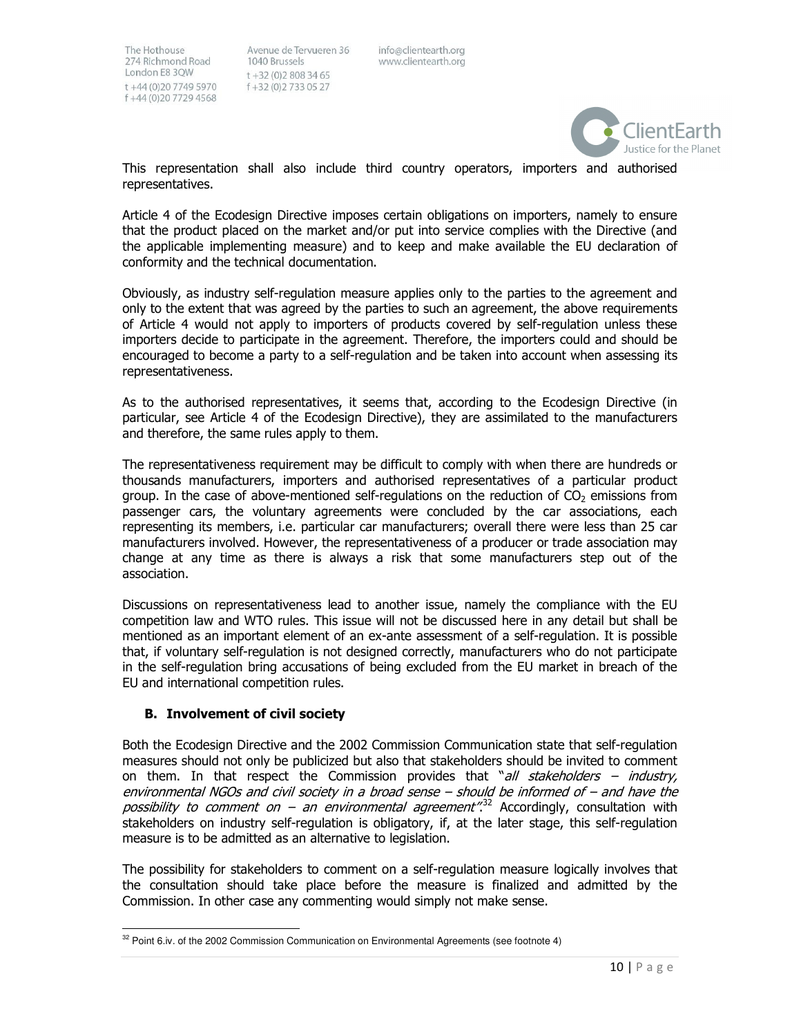This representation shall also include third country operators, importers and authorised representatives.

Article 4 of the Ecodesign Directive imposes certain obligations on importers, namely to ensure that the product placed on the market and/or put into service complies with the Directive (and the applicable implementing measure) and to keep and make available the EU declaration of conformity and the technical documentation.

Obviously, as industry self-regulation measure applies only to the parties to the agreement and only to the extent that was agreed by the parties to such an agreement, the above requirements of Article 4 would not apply to importers of products covered by self-regulation unless these importers decide to participate in the agreement. Therefore, the importers could and should be encouraged to become a party to a self-regulation and be taken into account when assessing its representativeness.

As to the authorised representatives, it seems that, according to the Ecodesign Directive (in particular, see Article 4 of the Ecodesign Directive), they are assimilated to the manufacturers and therefore, the same rules apply to them.

The representativeness requirement may be difficult to comply with when there are hundreds or thousands manufacturers, importers and authorised representatives of a particular product group. In the case of above-mentioned self-regulations on the reduction of $CO_2$ emissions from passenger cars, the voluntary agreements were concluded by the car associations, each representing its members, i.e. particular car manufacturers; overall there were less than 25 car manufacturers involved. However, the representativeness of a producer or trade association may change at any time as there is always a risk that some manufacturers step out of the association.

Discussions on representativeness lead to another issue, namely the compliance with the EU competition law and WTO rules. This issue will not be discussed here in any detail but shall be mentioned as an important element of an ex-ante assessment of a self-regulation. It is possible that, if voluntary self-regulation is not designed correctly, manufacturers who do not participate in the self-regulation bring accusations of being excluded from the EU market in breach of the EU and international competition rules.

### B. Involvement of civil society

Both the Ecodesign Directive and the 2002 Commission Communication state that self-regulation measures should not only be publicized but also that stakeholders should be invited to comment on them. In that respect the Commission provides that "*all stakeholders – industry, environmental NGOs and civil society in a broad sense – should be informed of – and have the possibility to comment on – an environmental agreement*".[32] Accordingly, consultation with stakeholders on industry self-regulation is obligatory, if, at the later stage, this self-regulation measure is to be admitted as an alternative to legislation.

The possibility for stakeholders to comment on a self-regulation measure logically involves that the consultation should take place before the measure is finalized and admitted by the Commission. In other case any commenting would simply not make sense.

[32] Point 6.iv. of the 2002 Commission Communication on Environmental Agreements (see footnote 4)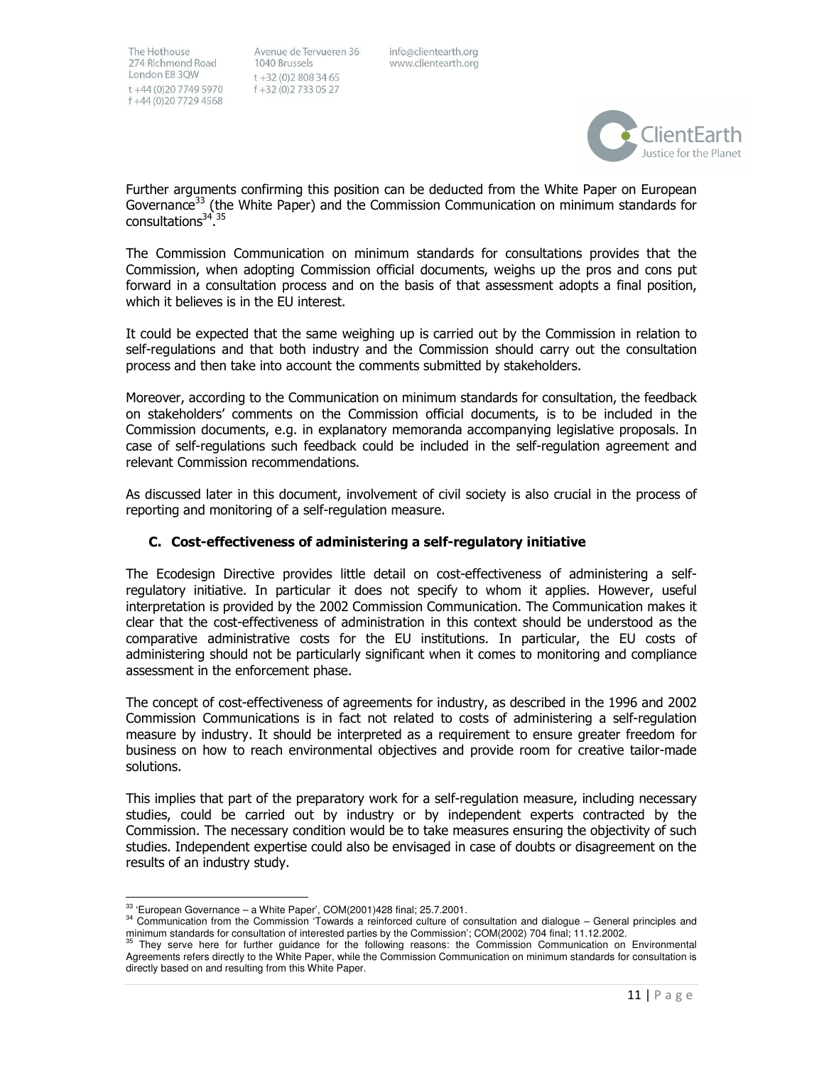Further arguments confirming this position can be deducted from the White Paper on European Governance[33] (the White Paper) and the Commission Communication on minimum standards for consultations[34].[35]

The Commission Communication on minimum standards for consultations provides that the Commission, when adopting Commission official documents, weighs up the pros and cons put forward in a consultation process and on the basis of that assessment adopts a final position, which it believes is in the EU interest.

It could be expected that the same weighing up is carried out by the Commission in relation to self-regulations and that both industry and the Commission should carry out the consultation process and then take into account the comments submitted by stakeholders.

Moreover, according to the Communication on minimum standards for consultation, the feedback on stakeholders' comments on the Commission official documents, is to be included in the Commission documents, e.g. in explanatory memoranda accompanying legislative proposals. In case of self-regulations such feedback could be included in the self-regulation agreement and relevant Commission recommendations.

As discussed later in this document, involvement of civil society is also crucial in the process of reporting and monitoring of a self-regulation measure.

### C. Cost-effectiveness of administering a self-regulatory initiative

The Ecodesign Directive provides little detail on cost-effectiveness of administering a self-regulatory initiative. In particular it does not specify to whom it applies. However, useful interpretation is provided by the 2002 Commission Communication. The Communication makes it clear that the cost-effectiveness of administration in this context should be understood as the comparative administrative costs for the EU institutions. In particular, the EU costs of administering should not be particularly significant when it comes to monitoring and compliance assessment in the enforcement phase.

The concept of cost-effectiveness of agreements for industry, as described in the 1996 and 2002 Commission Communications is in fact not related to costs of administering a self-regulation measure by industry. It should be interpreted as a requirement to ensure greater freedom for business on how to reach environmental objectives and provide room for creative tailor-made solutions.

This implies that part of the preparatory work for a self-regulation measure, including necessary studies, could be carried out by industry or by independent experts contracted by the Commission. The necessary condition would be to take measures ensuring the objectivity of such studies. Independent expertise could also be envisaged in case of doubts or disagreement on the results of an industry study.

---

[33] 'European Governance – a White Paper', COM(2001)428 final; 25.7.2001.

[34] Communication from the Commission 'Towards a reinforced culture of consultation and dialogue – General principles and minimum standards for consultation of interested parties by the Commission'; COM(2002) 704 final; 11.12.2002.

[35] They serve here for further guidance for the following reasons: the Commission Communication on Environmental Agreements refers directly to the White Paper, while the Commission Communication on minimum standards for consultation is directly based on and resulting from this White Paper.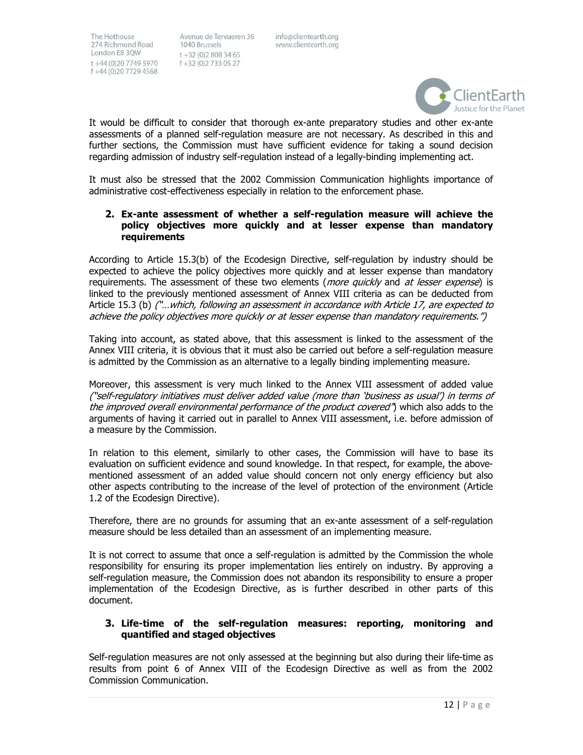It would be difficult to consider that thorough ex-ante preparatory studies and other ex-ante assessments of a planned self-regulation measure are not necessary. As described in this and further sections, the Commission must have sufficient evidence for taking a sound decision regarding admission of industry self-regulation instead of a legally-binding implementing act.

It must also be stressed that the 2002 Commission Communication highlights importance of administrative cost-effectiveness especially in relation to the enforcement phase.

## 2. Ex-ante assessment of whether a self-regulation measure will achieve the policy objectives more quickly and at lesser expense than mandatory requirements

According to Article 15.3(b) of the Ecodesign Directive, self-regulation by industry should be expected to achieve the policy objectives more quickly and at lesser expense than mandatory requirements. The assessment of these two elements (*more quickly* and *at lesser expense*) is linked to the previously mentioned assessment of Annex VIII criteria as can be deducted from Article 15.3 (b) *("…which, following an assessment in accordance with Article 17, are expected to achieve the policy objectives more quickly or at lesser expense than mandatory requirements.")*

Taking into account, as stated above, that this assessment is linked to the assessment of the Annex VIII criteria, it is obvious that it must also be carried out before a self-regulation measure is admitted by the Commission as an alternative to a legally binding implementing measure.

Moreover, this assessment is very much linked to the Annex VIII assessment of added value *("self-regulatory initiatives must deliver added value (more than 'business as usual') in terms of the improved overall environmental performance of the product covered")* which also adds to the arguments of having it carried out in parallel to Annex VIII assessment, i.e. before admission of a measure by the Commission.

In relation to this element, similarly to other cases, the Commission will have to base its evaluation on sufficient evidence and sound knowledge. In that respect, for example, the above-mentioned assessment of an added value should concern not only energy efficiency but also other aspects contributing to the increase of the level of protection of the environment (Article 1.2 of the Ecodesign Directive).

Therefore, there are no grounds for assuming that an ex-ante assessment of a self-regulation measure should be less detailed than an assessment of an implementing measure.

It is not correct to assume that once a self-regulation is admitted by the Commission the whole responsibility for ensuring its proper implementation lies entirely on industry. By approving a self-regulation measure, the Commission does not abandon its responsibility to ensure a proper implementation of the Ecodesign Directive, as is further described in other parts of this document.

## 3. Life-time of the self-regulation measures: reporting, monitoring and quantified and staged objectives

Self-regulation measures are not only assessed at the beginning but also during their life-time as results from point 6 of Annex VIII of the Ecodesign Directive as well as from the 2002 Commission Communication.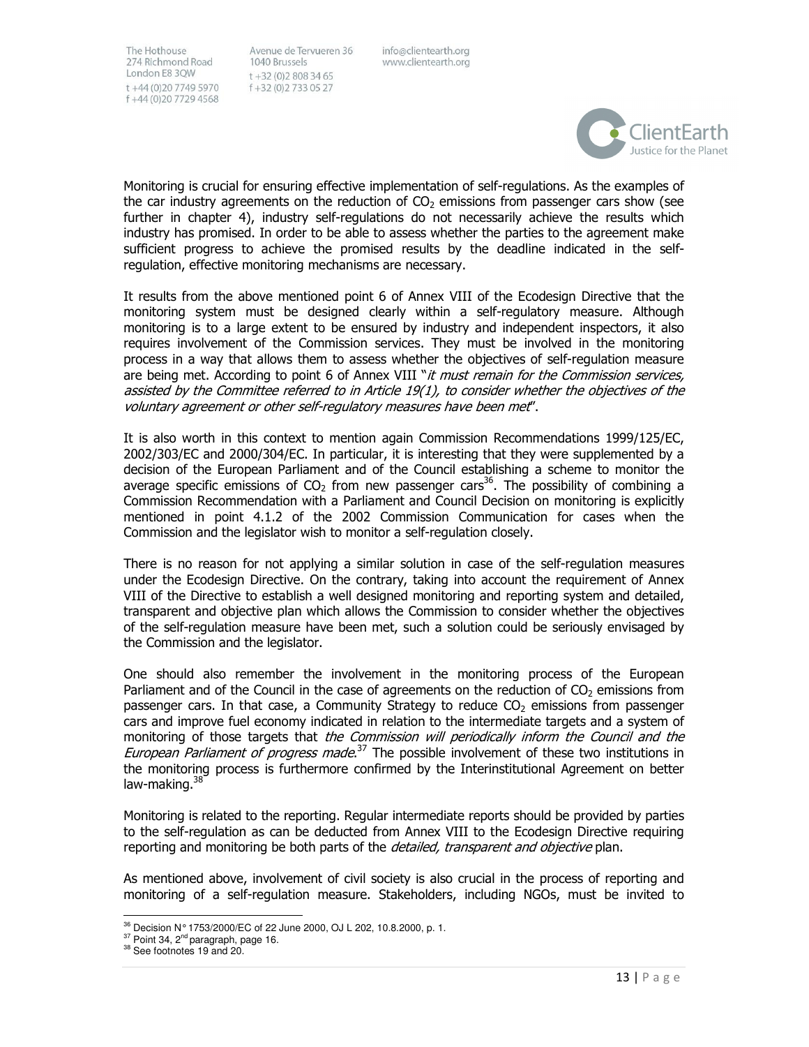Monitoring is crucial for ensuring effective implementation of self-regulations. As the examples of the car industry agreements on the reduction of $CO_2$ emissions from passenger cars show (see further in chapter 4), industry self-regulations do not necessarily achieve the results which industry has promised. In order to be able to assess whether the parties to the agreement make sufficient progress to achieve the promised results by the deadline indicated in the self-regulation, effective monitoring mechanisms are necessary.

It results from the above mentioned point 6 of Annex VIII of the Ecodesign Directive that the monitoring system must be designed clearly within a self-regulatory measure. Although monitoring is to a large extent to be ensured by industry and independent inspectors, it also requires involvement of the Commission services. They must be involved in the monitoring process in a way that allows them to assess whether the objectives of self-regulation measure are being met. According to point 6 of Annex VIII "*it must remain for the Commission services, assisted by the Committee referred to in Article 19(1), to consider whether the objectives of the voluntary agreement or other self-regulatory measures have been met*".

It is also worth in this context to mention again Commission Recommendations 1999/125/EC, 2002/303/EC and 2000/304/EC. In particular, it is interesting that they were supplemented by a decision of the European Parliament and of the Council establishing a scheme to monitor the average specific emissions of $CO_2$ from new passenger cars[36]. The possibility of combining a Commission Recommendation with a Parliament and Council Decision on monitoring is explicitly mentioned in point 4.1.2 of the 2002 Commission Communication for cases when the Commission and the legislator wish to monitor a self-regulation closely.

There is no reason for not applying a similar solution in case of the self-regulation measures under the Ecodesign Directive. On the contrary, taking into account the requirement of Annex VIII of the Directive to establish a well designed monitoring and reporting system and detailed, transparent and objective plan which allows the Commission to consider whether the objectives of the self-regulation measure have been met, such a solution could be seriously envisaged by the Commission and the legislator.

One should also remember the involvement in the monitoring process of the European Parliament and of the Council in the case of agreements on the reduction of $CO_2$ emissions from passenger cars. In that case, a Community Strategy to reduce $CO_2$ emissions from passenger cars and improve fuel economy indicated in relation to the intermediate targets and a system of monitoring of those targets that *the Commission will periodically inform the Council and the European Parliament of progress made*.[37] The possible involvement of these two institutions in the monitoring process is furthermore confirmed by the Interinstitutional Agreement on better law-making.[38]

Monitoring is related to the reporting. Regular intermediate reports should be provided by parties to the self-regulation as can be deducted from Annex VIII to the Ecodesign Directive requiring reporting and monitoring be both parts of the *detailed, transparent and objective* plan.

As mentioned above, involvement of civil society is also crucial in the process of reporting and monitoring of a self-regulation measure. Stakeholders, including NGOs, must be invited to

---

[36] Decision N° 1753/2000/EC of 22 June 2000, OJ L 202, 10.8.2000, p. 1.

[37] Point 34, 2nd paragraph, page 16.

[38] See footnotes 19 and 20.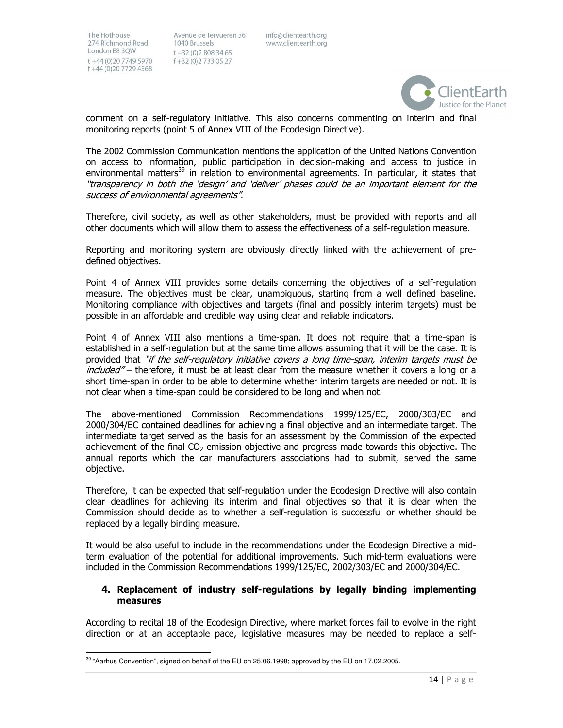comment on a self-regulatory initiative. This also concerns commenting on interim and final monitoring reports (point 5 of Annex VIII of the Ecodesign Directive).

The 2002 Commission Communication mentions the application of the United Nations Convention on access to information, public participation in decision-making and access to justice in environmental matters[39] in relation to environmental agreements. In particular, it states that *"transparency in both the 'design' and 'deliver' phases could be an important element for the success of environmental agreements"*.

Therefore, civil society, as well as other stakeholders, must be provided with reports and all other documents which will allow them to assess the effectiveness of a self-regulation measure.

Reporting and monitoring system are obviously directly linked with the achievement of pre-defined objectives.

Point 4 of Annex VIII provides some details concerning the objectives of a self-regulation measure. The objectives must be clear, unambiguous, starting from a well defined baseline. Monitoring compliance with objectives and targets (final and possibly interim targets) must be possible in an affordable and credible way using clear and reliable indicators.

Point 4 of Annex VIII also mentions a time-span. It does not require that a time-span is established in a self-regulation but at the same time allows assuming that it will be the case. It is provided that *"if the self-regulatory initiative covers a long time-span, interim targets must be included"* – therefore, it must be at least clear from the measure whether it covers a long or a short time-span in order to be able to determine whether interim targets are needed or not. It is not clear when a time-span could be considered to be long and when not.

The above-mentioned Commission Recommendations 1999/125/EC, 2000/303/EC and 2000/304/EC contained deadlines for achieving a final objective and an intermediate target. The intermediate target served as the basis for an assessment by the Commission of the expected achievement of the final $CO_2$ emission objective and progress made towards this objective. The annual reports which the car manufacturers associations had to submit, served the same objective.

Therefore, it can be expected that self-regulation under the Ecodesign Directive will also contain clear deadlines for achieving its interim and final objectives so that it is clear when the Commission should decide as to whether a self-regulation is successful or whether should be replaced by a legally binding measure.

It would be also useful to include in the recommendations under the Ecodesign Directive a mid-term evaluation of the potential for additional improvements. Such mid-term evaluations were included in the Commission Recommendations 1999/125/EC, 2002/303/EC and 2000/304/EC.

## 4. Replacement of industry self-regulations by legally binding implementing measures

According to recital 18 of the Ecodesign Directive, where market forces fail to evolve in the right direction or at an acceptable pace, legislative measures may be needed to replace a self-

[39] "Aarhus Convention", signed on behalf of the EU on 25.06.1998; approved by the EU on 17.02.2005.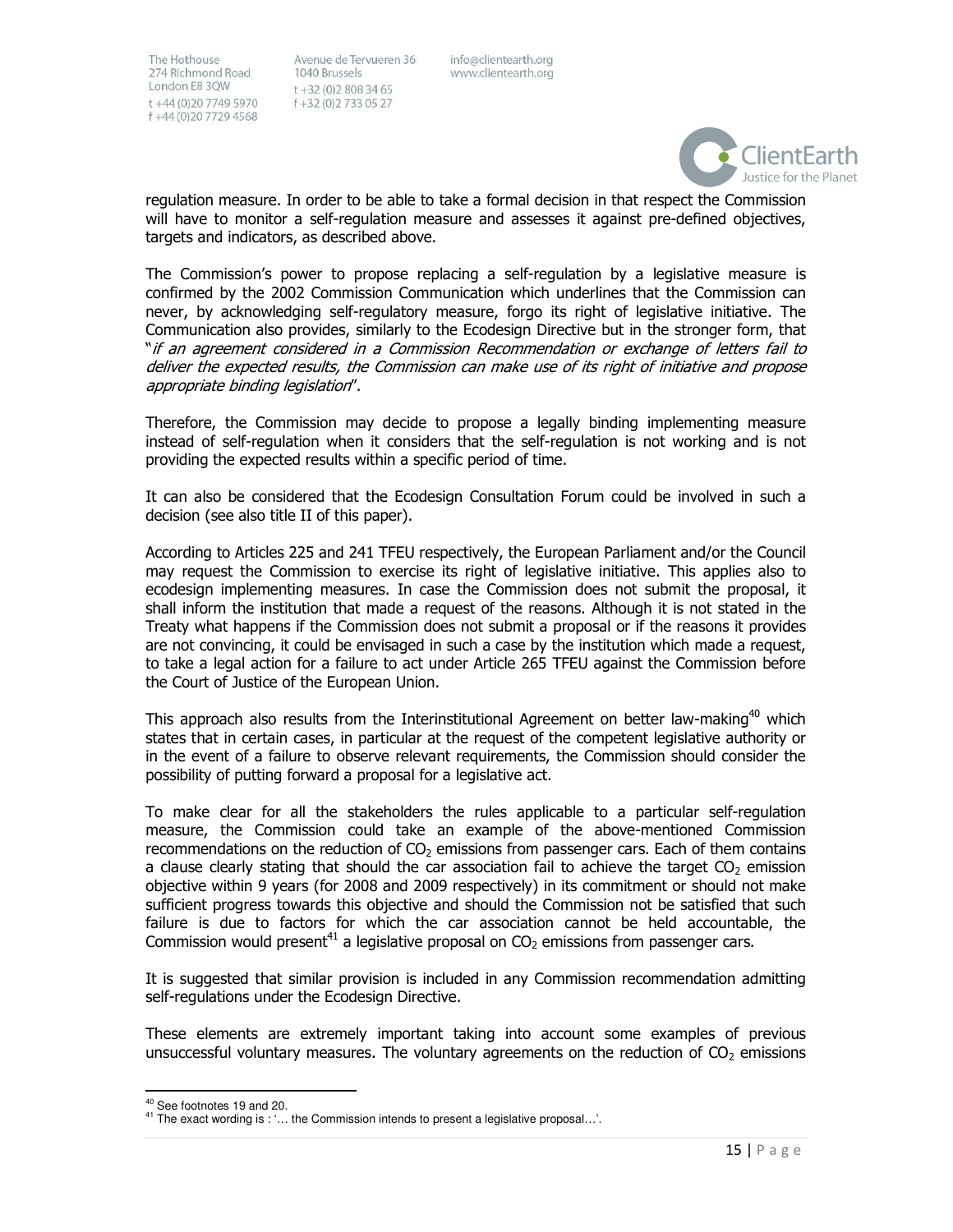regulation measure. In order to be able to take a formal decision in that respect the Commission will have to monitor a self-regulation measure and assesses it against pre-defined objectives, targets and indicators, as described above.

The Commission's power to propose replacing a self-regulation by a legislative measure is confirmed by the 2002 Commission Communication which underlines that the Commission can never, by acknowledging self-regulatory measure, forgo its right of legislative initiative. The Communication also provides, similarly to the Ecodesign Directive but in the stronger form, that "*if an agreement considered in a Commission Recommendation or exchange of letters fail to deliver the expected results, the Commission can make use of its right of initiative and propose appropriate binding legislation*".

Therefore, the Commission may decide to propose a legally binding implementing measure instead of self-regulation when it considers that the self-regulation is not working and is not providing the expected results within a specific period of time.

It can also be considered that the Ecodesign Consultation Forum could be involved in such a decision (see also title II of this paper).

According to Articles 225 and 241 TFEU respectively, the European Parliament and/or the Council may request the Commission to exercise its right of legislative initiative. This applies also to ecodesign implementing measures. In case the Commission does not submit the proposal, it shall inform the institution that made a request of the reasons. Although it is not stated in the Treaty what happens if the Commission does not submit a proposal or if the reasons it provides are not convincing, it could be envisaged in such a case by the institution which made a request, to take a legal action for a failure to act under Article 265 TFEU against the Commission before the Court of Justice of the European Union.

This approach also results from the Interinstitutional Agreement on better law-making[40] which states that in certain cases, in particular at the request of the competent legislative authority or in the event of a failure to observe relevant requirements, the Commission should consider the possibility of putting forward a proposal for a legislative act.

To make clear for all the stakeholders the rules applicable to a particular self-regulation measure, the Commission could take an example of the above-mentioned Commission recommendations on the reduction of $CO_2$ emissions from passenger cars. Each of them contains a clause clearly stating that should the car association fail to achieve the target $CO_2$ emission objective within 9 years (for 2008 and 2009 respectively) in its commitment or should not make sufficient progress towards this objective and should the Commission not be satisfied that such failure is due to factors for which the car association cannot be held accountable, the Commission would present[41] a legislative proposal on $CO_2$ emissions from passenger cars.

It is suggested that similar provision is included in any Commission recommendation admitting self-regulations under the Ecodesign Directive.

These elements are extremely important taking into account some examples of previous unsuccessful voluntary measures. The voluntary agreements on the reduction of $CO_2$ emissions

---

[40] See footnotes 19 and 20.

[41] The exact wording is : '… the Commission intends to present a legislative proposal…'.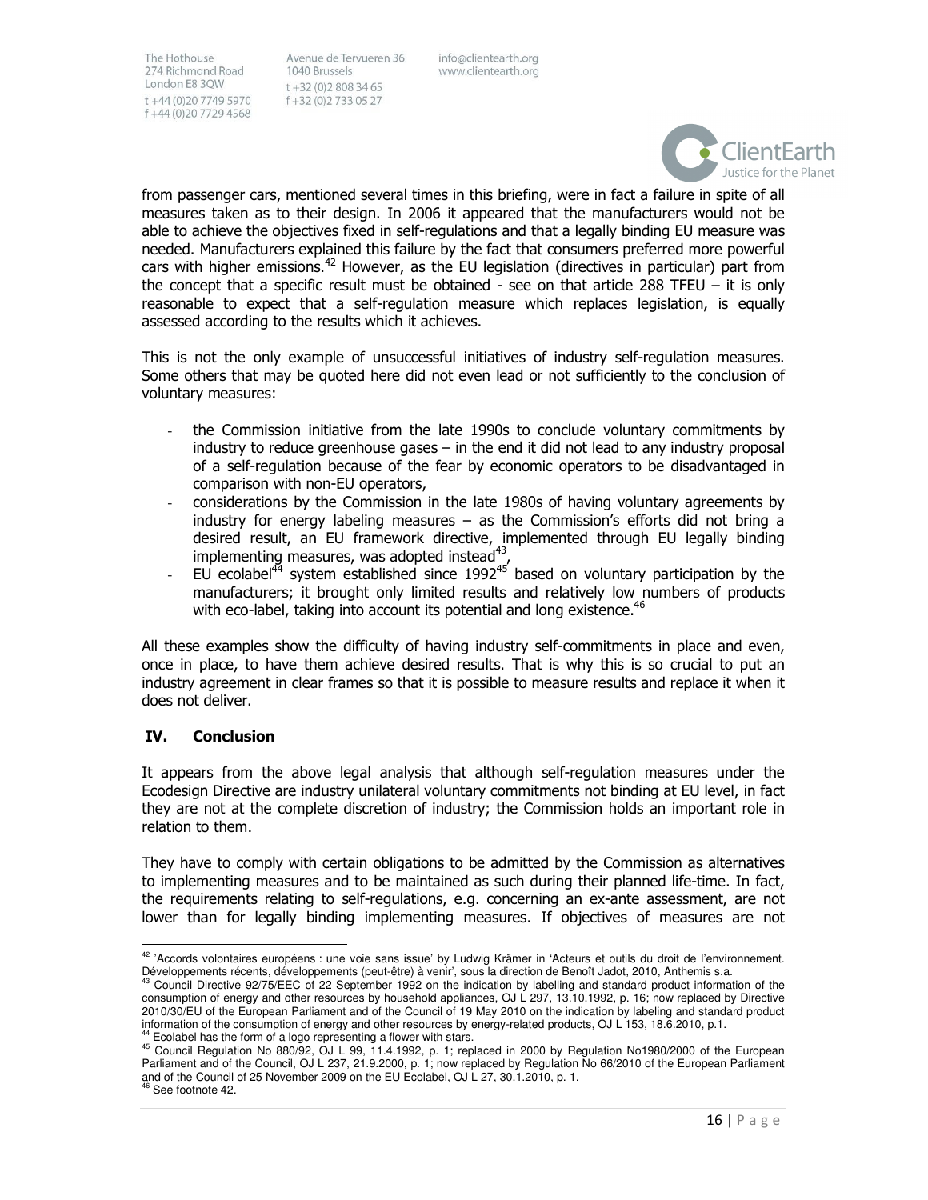from passenger cars, mentioned several times in this briefing, were in fact a failure in spite of all measures taken as to their design. In 2006 it appeared that the manufacturers would not be able to achieve the objectives fixed in self-regulations and that a legally binding EU measure was needed. Manufacturers explained this failure by the fact that consumers preferred more powerful cars with higher emissions.[42] However, as the EU legislation (directives in particular) part from the concept that a specific result must be obtained - see on that article 288 TFEU – it is only reasonable to expect that a self-regulation measure which replaces legislation, is equally assessed according to the results which it achieves.

This is not the only example of unsuccessful initiatives of industry self-regulation measures. Some others that may be quoted here did not even lead or not sufficiently to the conclusion of voluntary measures:

- the Commission initiative from the late 1990s to conclude voluntary commitments by industry to reduce greenhouse gases – in the end it did not lead to any industry proposal of a self-regulation because of the fear by economic operators to be disadvantaged in comparison with non-EU operators,
- considerations by the Commission in the late 1980s of having voluntary agreements by industry for energy labeling measures – as the Commission's efforts did not bring a desired result, an EU framework directive, implemented through EU legally binding implementing measures, was adopted instead[43],
- EU ecolabel[44] system established since 1992[45] based on voluntary participation by the manufacturers; it brought only limited results and relatively low numbers of products with eco-label, taking into account its potential and long existence.[46]

All these examples show the difficulty of having industry self-commitments in place and even, once in place, to have them achieve desired results. That is why this is so crucial to put an industry agreement in clear frames so that it is possible to measure results and replace it when it does not deliver.

## IV. Conclusion

It appears from the above legal analysis that although self-regulation measures under the Ecodesign Directive are industry unilateral voluntary commitments not binding at EU level, in fact they are not at the complete discretion of industry; the Commission holds an important role in relation to them.

They have to comply with certain obligations to be admitted by the Commission as alternatives to implementing measures and to be maintained as such during their planned life-time. In fact, the requirements relating to self-regulations, e.g. concerning an ex-ante assessment, are not lower than for legally binding implementing measures. If objectives of measures are not

---

[42] 'Accords volontaires européens : une voie sans issue' by Ludwig Krämer in 'Acteurs et outils du droit de l'environnement. Développements récents, développements (peut-être) à venir', sous la direction de Benoît Jadot, 2010, Anthemis s.a.

[43] Council Directive 92/75/EEC of 22 September 1992 on the indication by labelling and standard product information of the consumption of energy and other resources by household appliances, OJ L 297, 13.10.1992, p. 16; now replaced by Directive 2010/30/EU of the European Parliament and of the Council of 19 May 2010 on the indication by labeling and standard product information of the consumption of energy and other resources by energy-related products, OJ L 153, 18.6.2010, p.1.

[44] Ecolabel has the form of a logo representing a flower with stars.

[45] Council Regulation No 880/92, OJ L 99, 11.4.1992, p. 1; replaced in 2000 by Regulation No1980/2000 of the European Parliament and of the Council, OJ L 237, 21.9.2000, p. 1; now replaced by Regulation No 66/2010 of the European Parliament and of the Council of 25 November 2009 on the EU Ecolabel, OJ L 27, 30.1.2010, p. 1.

[46] See footnote 42.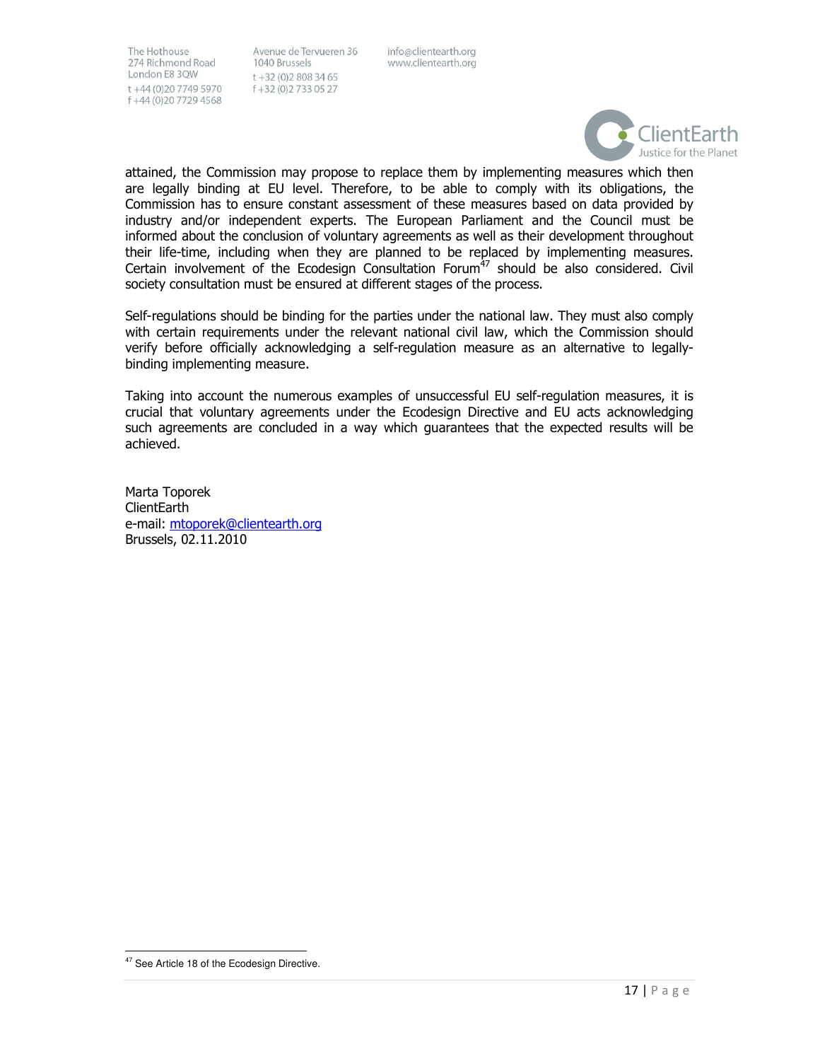attained, the Commission may propose to replace them by implementing measures which then are legally binding at EU level. Therefore, to be able to comply with its obligations, the Commission has to ensure constant assessment of these measures based on data provided by industry and/or independent experts. The European Parliament and the Council must be informed about the conclusion of voluntary agreements as well as their development throughout their life-time, including when they are planned to be replaced by implementing measures. Certain involvement of the Ecodesign Consultation Forum[47] should be also considered. Civil society consultation must be ensured at different stages of the process.

Self-regulations should be binding for the parties under the national law. They must also comply with certain requirements under the relevant national civil law, which the Commission should verify before officially acknowledging a self-regulation measure as an alternative to legally-binding implementing measure.

Taking into account the numerous examples of unsuccessful EU self-regulation measures, it is crucial that voluntary agreements under the Ecodesign Directive and EU acts acknowledging such agreements are concluded in a way which guarantees that the expected results will be achieved.

Marta Toporek
ClientEarth
e-mail: mtoporek@clientearth.org
Brussels, 02.11.2010

---

[47] See Article 18 of the Ecodesign Directive.